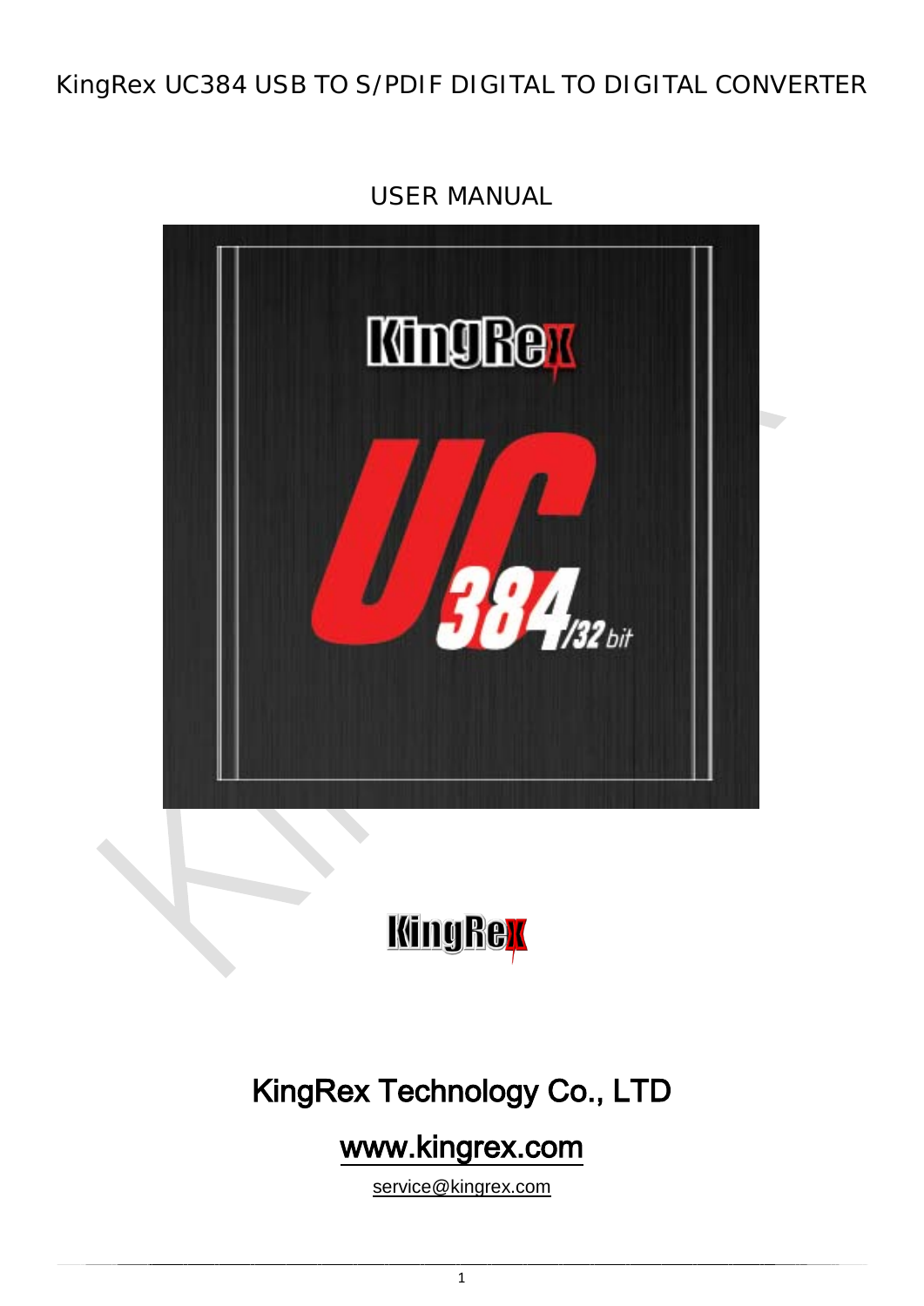# KingRex UC384 USB TO S/PDIF DIGITAL TO DIGITAL CONVERTER

## USER MANUAL

KingRex Technology Co., LTD

www.kingrex.com

service@kingrex.com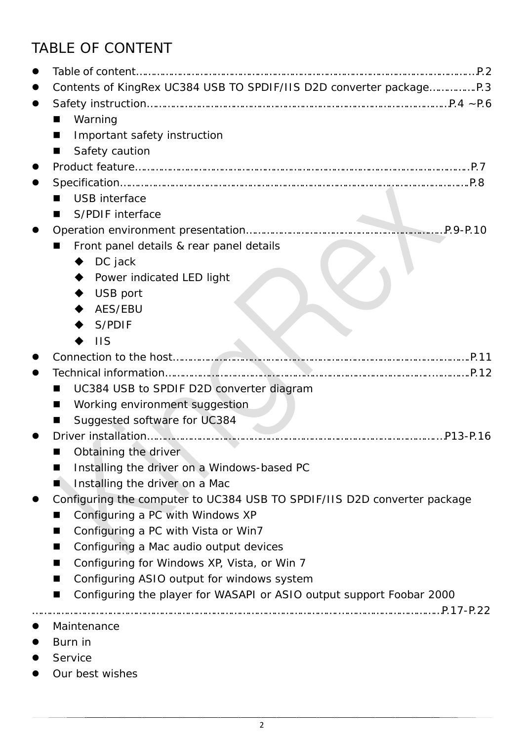# TABLE OF CONTENT

- Table of content……………………………………………………………………………………………P.2
- Contents of KingRex UC384 USB TO SPDIF/IIS D2D converter package……………P.3
- Safety instruction……………………………………………………………………………………P.4 ~P.6
  - Warning
  - Important safety instruction
  - Safety caution
- Product feature………………………………………………………………………………………………P.7
- Specification…………………………………………………………………………………………………P.8
  - USB interface
  - S/PDIF interface
- Operation environment presentation……………………………………………………………P.9-P.10
  - Front panel details & rear panel details
    - DC jack
    - Power indicated LED light
    - USB port
    - AES/EBU
    - S/PDIF
    - IIS
- Connection to the host……………………………………………………………………………………P.11
- Technical information……………………………………………………………………………………P.12
  - UC384 USB to SPDIF D2D converter diagram
  - Working environment suggestion
  - Suggested software for UC384
- Driver installation…………………………………………………………………………………………P13-P.16
  - Obtaining the driver
  - Installing the driver on a Windows-based PC
  - Installing the driver on a Mac
- Configuring the computer to UC384 USB TO SPDIF/IIS D2D converter package
  - Configuring a PC with Windows XP
  - Configuring a PC with Vista or Win7
  - Configuring a Mac audio output devices
  - Configuring for Windows XP, Vista, or Win 7
  - Configuring ASIO output for windows system
  - Configuring the player for WASAPI or ASIO output support Foobar 2000

………………………………………………………………………………………………………………P.17-P.22

- Maintenance
- Burn in
- Service
- Our best wishes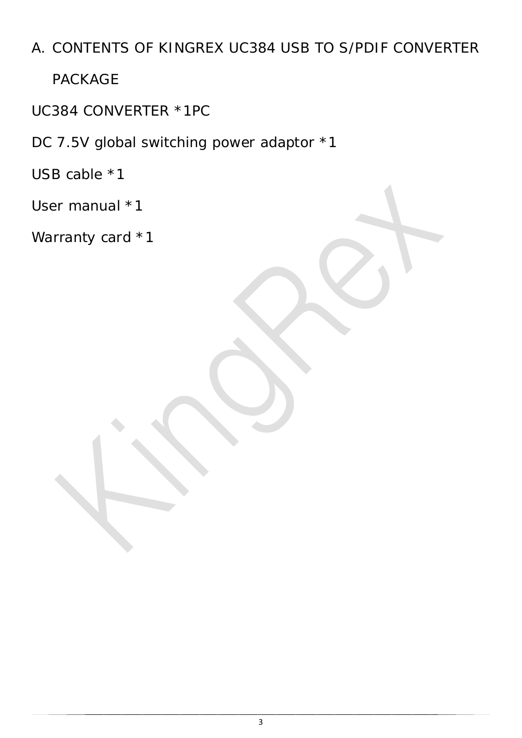## A. CONTENTS OF KINGREX UC384 USB TO S/PDIF CONVERTER PACKAGE

UC384 CONVERTER *1PC

DC 7.5V global switching power adaptor *1

USB cable *1

User manual *1

Warranty card *1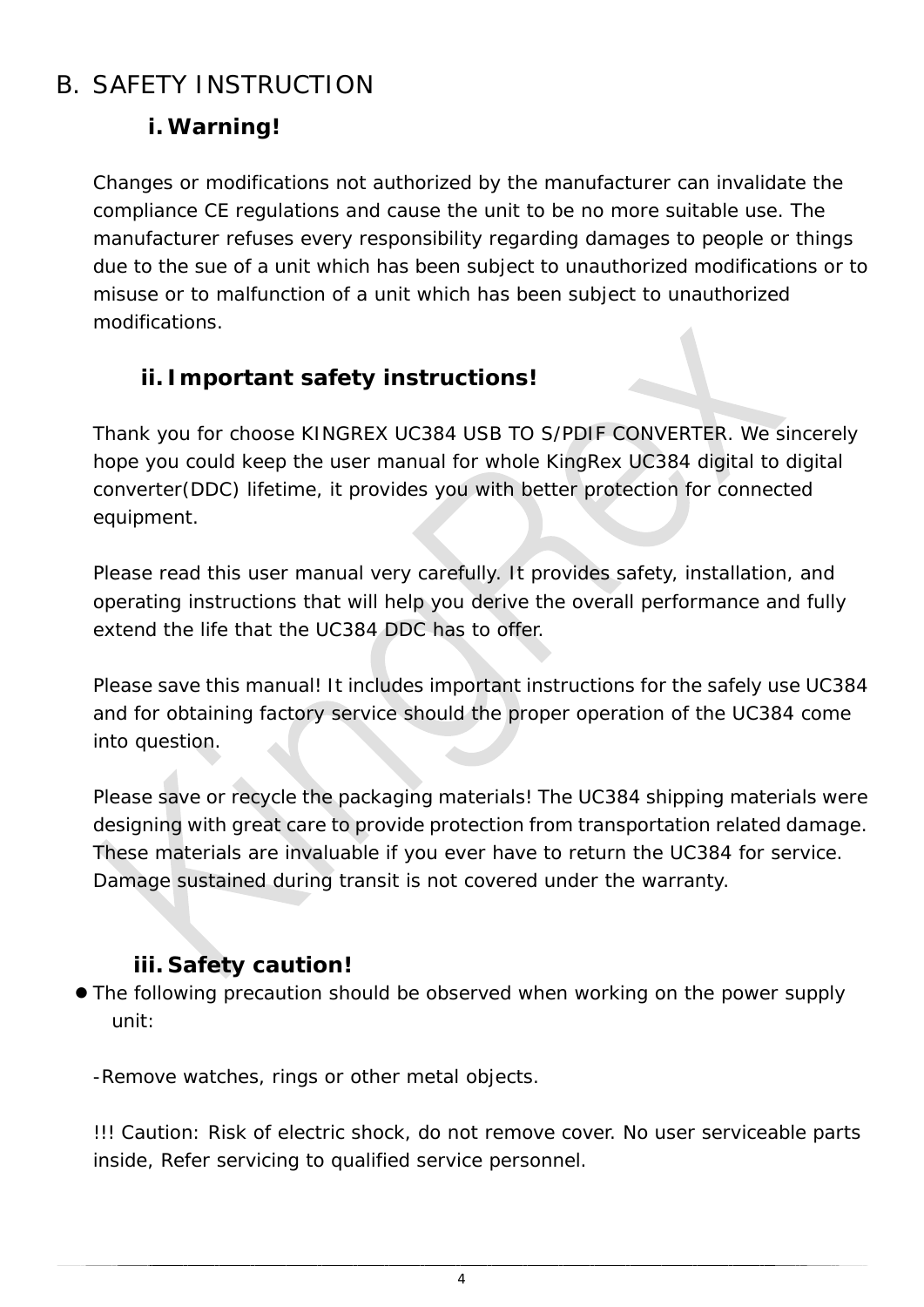# B. SAFETY INSTRUCTION

## i. Warning!

Changes or modifications not authorized by the manufacturer can invalidate the compliance CE regulations and cause the unit to be no more suitable use. The manufacturer refuses every responsibility regarding damages to people or things due to the sue of a unit which has been subject to unauthorized modifications or to misuse or to malfunction of a unit which has been subject to unauthorized modifications.

## ii. Important safety instructions!

Thank you for choose KINGREX UC384 USB TO S/PDIF CONVERTER. We sincerely hope you could keep the user manual for whole KingRex UC384 digital to digital converter(DDC) lifetime, it provides you with better protection for connected equipment.

Please read this user manual very carefully. It provides safety, installation, and operating instructions that will help you derive the overall performance and fully extend the life that the UC384 DDC has to offer.

Please save this manual! It includes important instructions for the safely use UC384 and for obtaining factory service should the proper operation of the UC384 come into question.

Please save or recycle the packaging materials! The UC384 shipping materials were designing with great care to provide protection from transportation related damage. These materials are invaluable if you ever have to return the UC384 for service. Damage sustained during transit is not covered under the warranty.

## iii. Safety caution!

- The following precaution should be observed when working on the power supply unit:

-Remove watches, rings or other metal objects.

!!! Caution: Risk of electric shock, do not remove cover. No user serviceable parts inside, Refer servicing to qualified service personnel.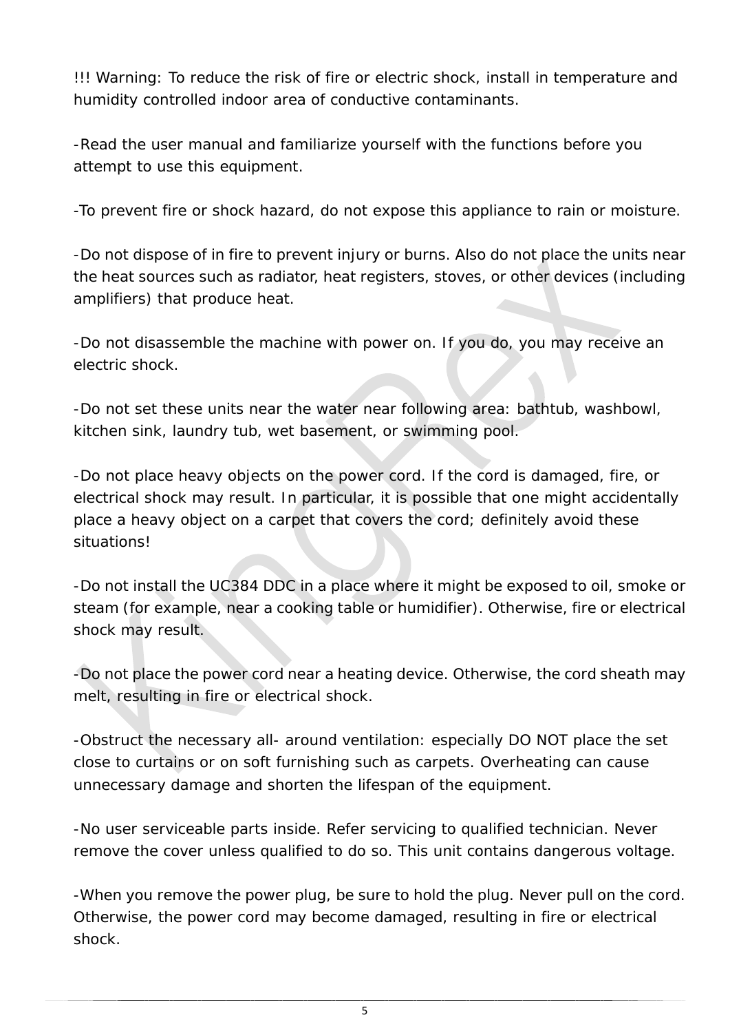!!! Warning: To reduce the risk of fire or electric shock, install in temperature and humidity controlled indoor area of conductive contaminants.

-Read the user manual and familiarize yourself with the functions before you attempt to use this equipment.

-To prevent fire or shock hazard, do not expose this appliance to rain or moisture.

-Do not dispose of in fire to prevent injury or burns. Also do not place the units near the heat sources such as radiator, heat registers, stoves, or other devices (including amplifiers) that produce heat.

-Do not disassemble the machine with power on. If you do, you may receive an electric shock.

-Do not set these units near the water near following area: bathtub, washbowl, kitchen sink, laundry tub, wet basement, or swimming pool.

-Do not place heavy objects on the power cord. If the cord is damaged, fire, or electrical shock may result. In particular, it is possible that one might accidentally place a heavy object on a carpet that covers the cord; definitely avoid these situations!

-Do not install the UC384 DDC in a place where it might be exposed to oil, smoke or steam (for example, near a cooking table or humidifier). Otherwise, fire or electrical shock may result.

-Do not place the power cord near a heating device. Otherwise, the cord sheath may melt, resulting in fire or electrical shock.

-Obstruct the necessary all- around ventilation: especially DO NOT place the set close to curtains or on soft furnishing such as carpets. Overheating can cause unnecessary damage and shorten the lifespan of the equipment.

-No user serviceable parts inside. Refer servicing to qualified technician. Never remove the cover unless qualified to do so. This unit contains dangerous voltage.

-When you remove the power plug, be sure to hold the plug. Never pull on the cord. Otherwise, the power cord may become damaged, resulting in fire or electrical shock.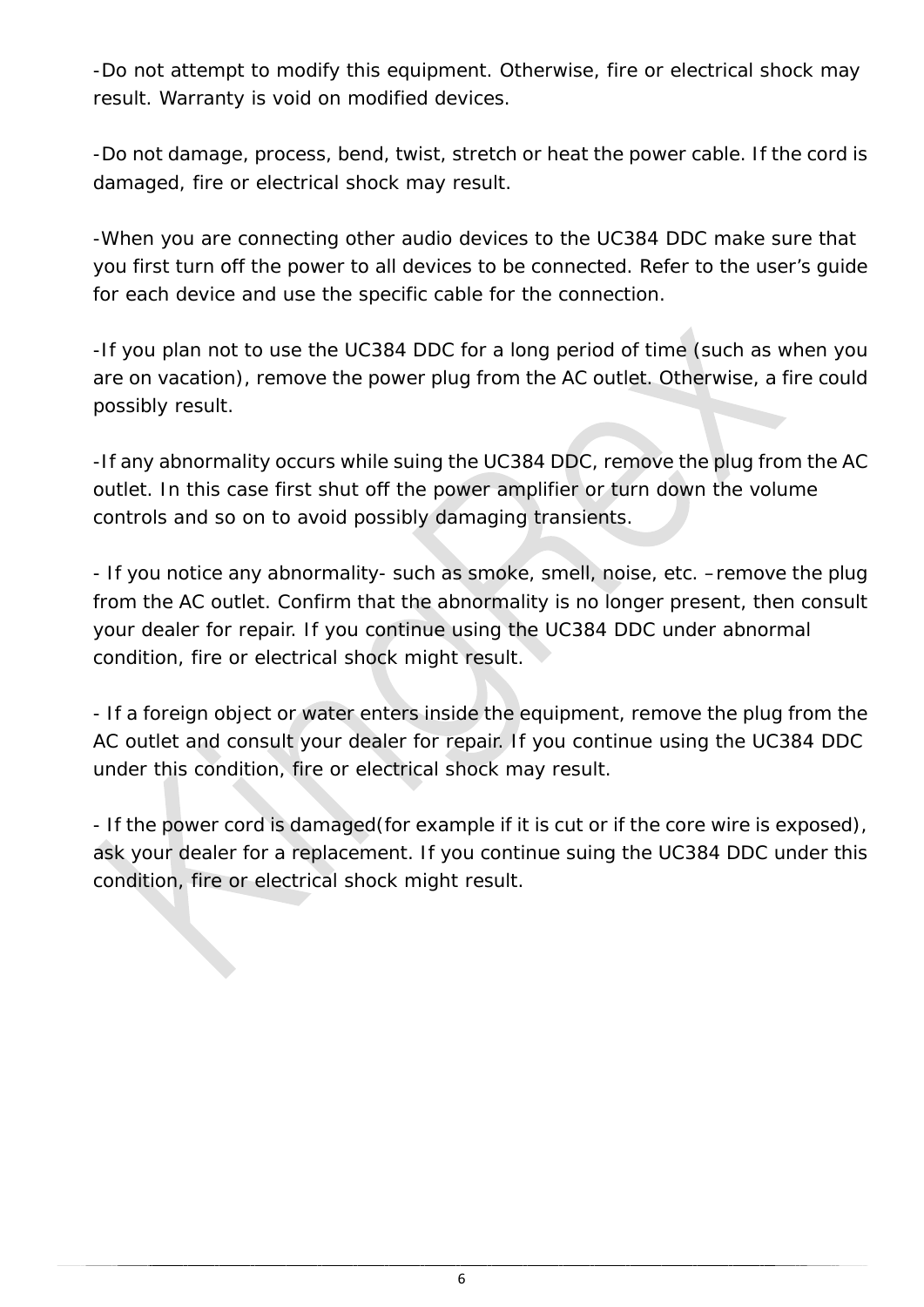-Do not attempt to modify this equipment. Otherwise, fire or electrical shock may result. Warranty is void on modified devices.

-Do not damage, process, bend, twist, stretch or heat the power cable. If the cord is damaged, fire or electrical shock may result.

-When you are connecting other audio devices to the UC384 DDC make sure that you first turn off the power to all devices to be connected. Refer to the user's guide for each device and use the specific cable for the connection.

-If you plan not to use the UC384 DDC for a long period of time (such as when you are on vacation), remove the power plug from the AC outlet. Otherwise, a fire could possibly result.

-If any abnormality occurs while suing the UC384 DDC, remove the plug from the AC outlet. In this case first shut off the power amplifier or turn down the volume controls and so on to avoid possibly damaging transients.

- If you notice any abnormality- such as smoke, smell, noise, etc. –remove the plug from the AC outlet. Confirm that the abnormality is no longer present, then consult your dealer for repair. If you continue using the UC384 DDC under abnormal condition, fire or electrical shock might result.

- If a foreign object or water enters inside the equipment, remove the plug from the AC outlet and consult your dealer for repair. If you continue using the UC384 DDC under this condition, fire or electrical shock may result.

- If the power cord is damaged(for example if it is cut or if the core wire is exposed), ask your dealer for a replacement. If you continue suing the UC384 DDC under this condition, fire or electrical shock might result.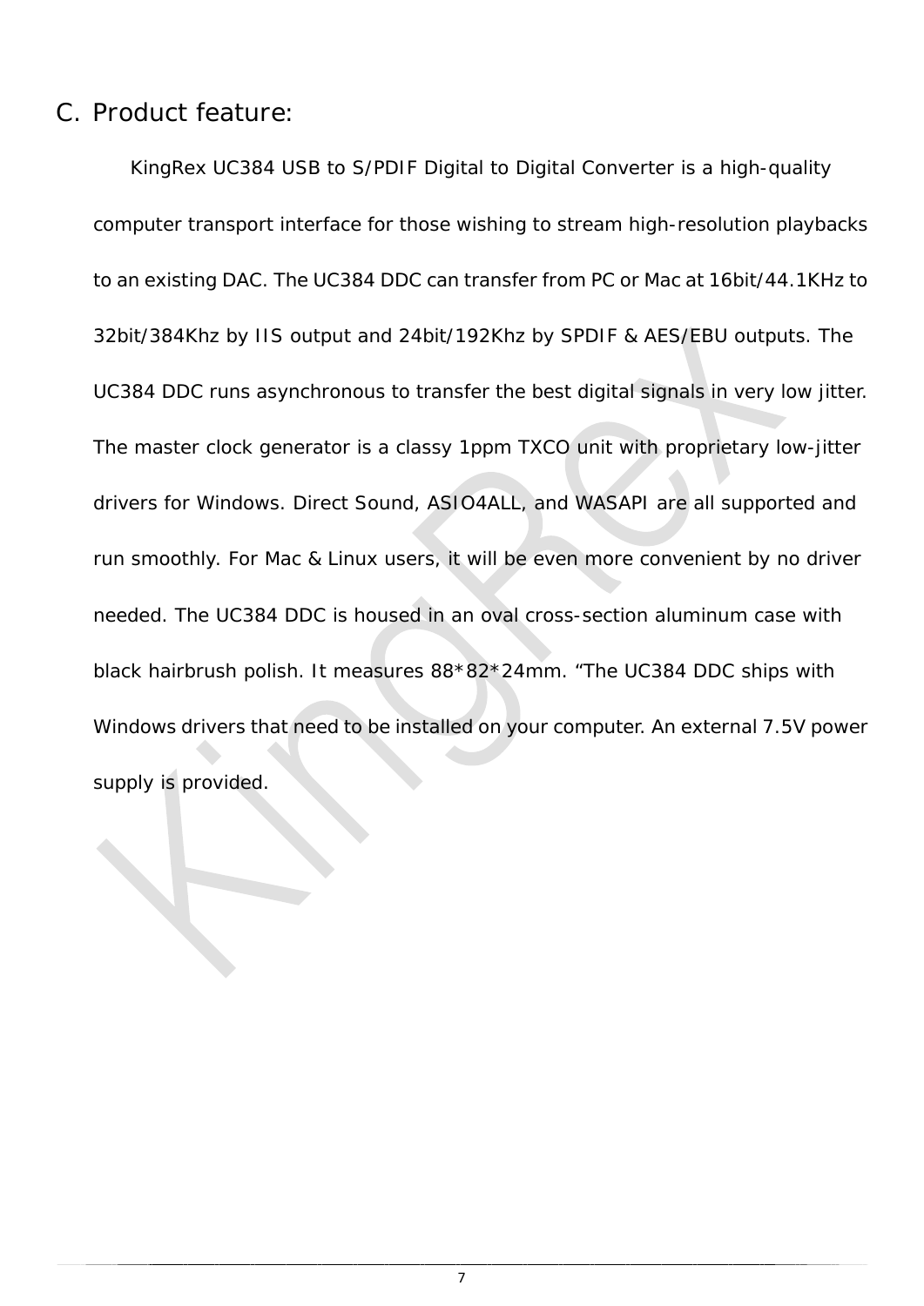## C. Product feature:

KingRex UC384 USB to S/PDIF Digital to Digital Converter is a high-quality computer transport interface for those wishing to stream high-resolution playbacks to an existing DAC. The UC384 DDC can transfer from PC or Mac at 16bit/44.1KHz to 32bit/384Khz by IIS output and 24bit/192Khz by SPDIF & AES/EBU outputs. The UC384 DDC runs asynchronous to transfer the best digital signals in very low jitter. The master clock generator is a classy 1ppm TXCO unit with proprietary low-jitter drivers for Windows. Direct Sound, ASIO4ALL, and WASAPI are all supported and run smoothly. For Mac & Linux users, it will be even more convenient by no driver needed. The UC384 DDC is housed in an oval cross-section aluminum case with black hairbrush polish. It measures 88*82*24mm. "The UC384 DDC ships with Windows drivers that need to be installed on your computer. An external 7.5V power supply is provided.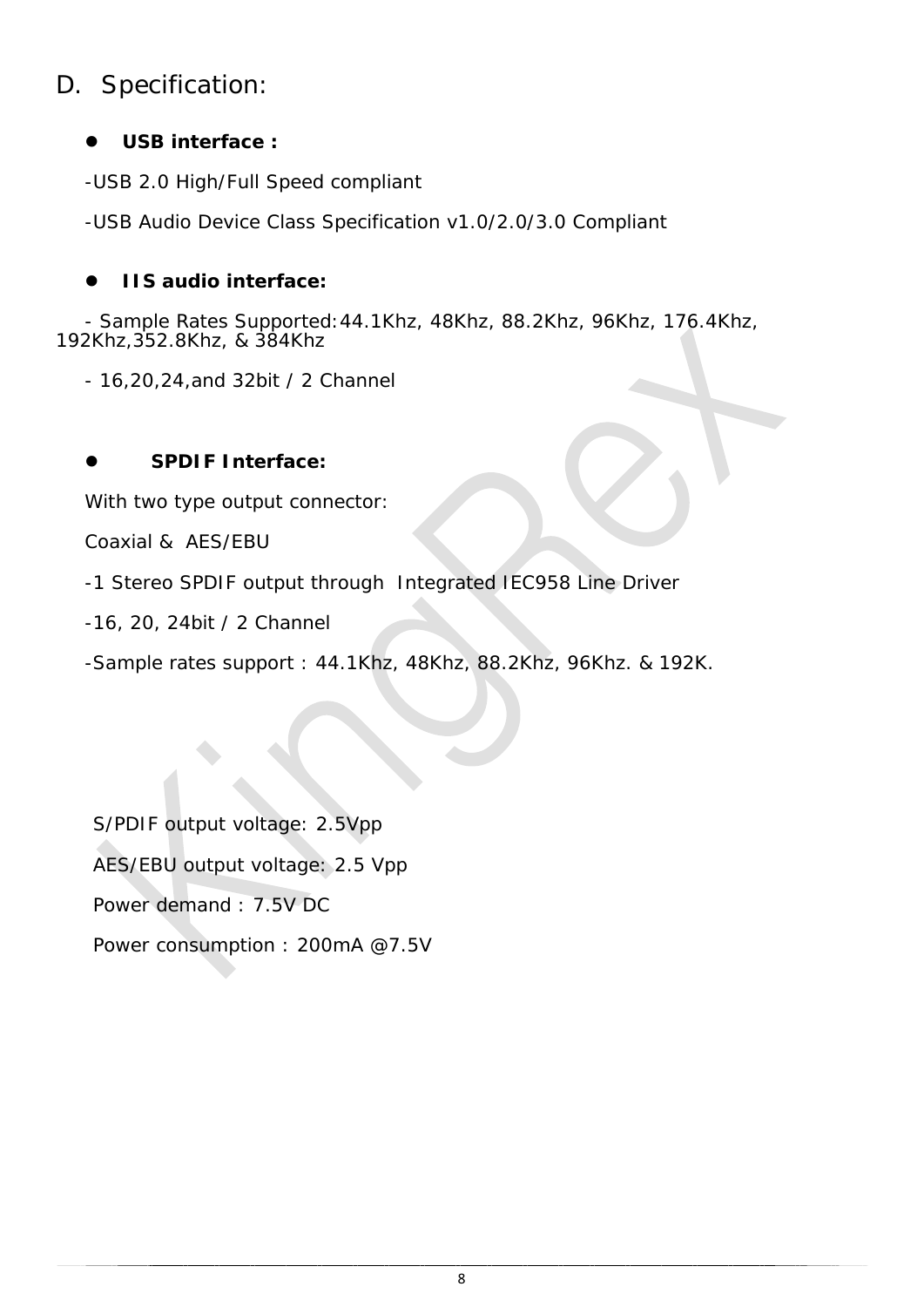## D. Specification:

- **USB interface :**

-USB 2.0 High/Full Speed compliant

-USB Audio Device Class Specification v1.0/2.0/3.0 Compliant

- **IIS audio interface:**

- Sample Rates Supported:44.1Khz, 48Khz, 88.2Khz, 96Khz, 176.4Khz, 192Khz,352.8Khz, & 384Khz

- 16,20,24,and 32bit / 2 Channel

- **SPDIF Interface:**

With two type output connector:

Coaxial & AES/EBU

-1 Stereo SPDIF output through Integrated IEC958 Line Driver

-16, 20, 24bit / 2 Channel

-Sample rates support : 44.1Khz, 48Khz, 88.2Khz, 96Khz. & 192K.

S/PDIF output voltage: 2.5Vpp

AES/EBU output voltage: 2.5 Vpp

Power demand : 7.5V DC

Power consumption : 200mA @7.5V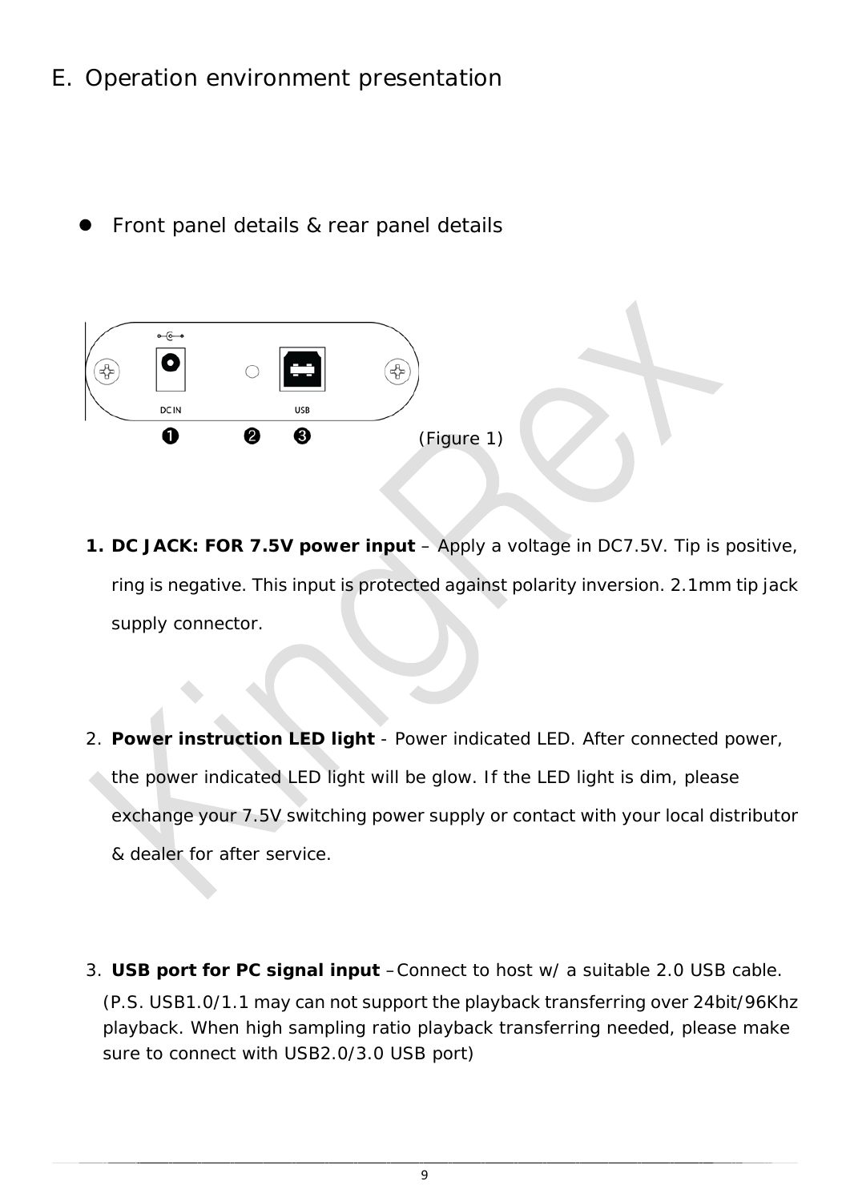## E. Operation environment presentation

- Front panel details & rear panel details

(Figure 1)

1. **DC JACK: FOR 7.5V power input** – Apply a voltage in DC7.5V. Tip is positive, ring is negative. This input is protected against polarity inversion. 2.1mm tip jack supply connector.

2. **Power instruction LED light** - Power indicated LED. After connected power, the power indicated LED light will be glow. If the LED light is dim, please exchange your 7.5V switching power supply or contact with your local distributor & dealer for after service.

3. **USB port for PC signal input** –Connect to host w/ a suitable 2.0 USB cable. (P.S. USB1.0/1.1 may can not support the playback transferring over 24bit/96Khz playback. When high sampling ratio playback transferring needed, please make sure to connect with USB2.0/3.0 USB port)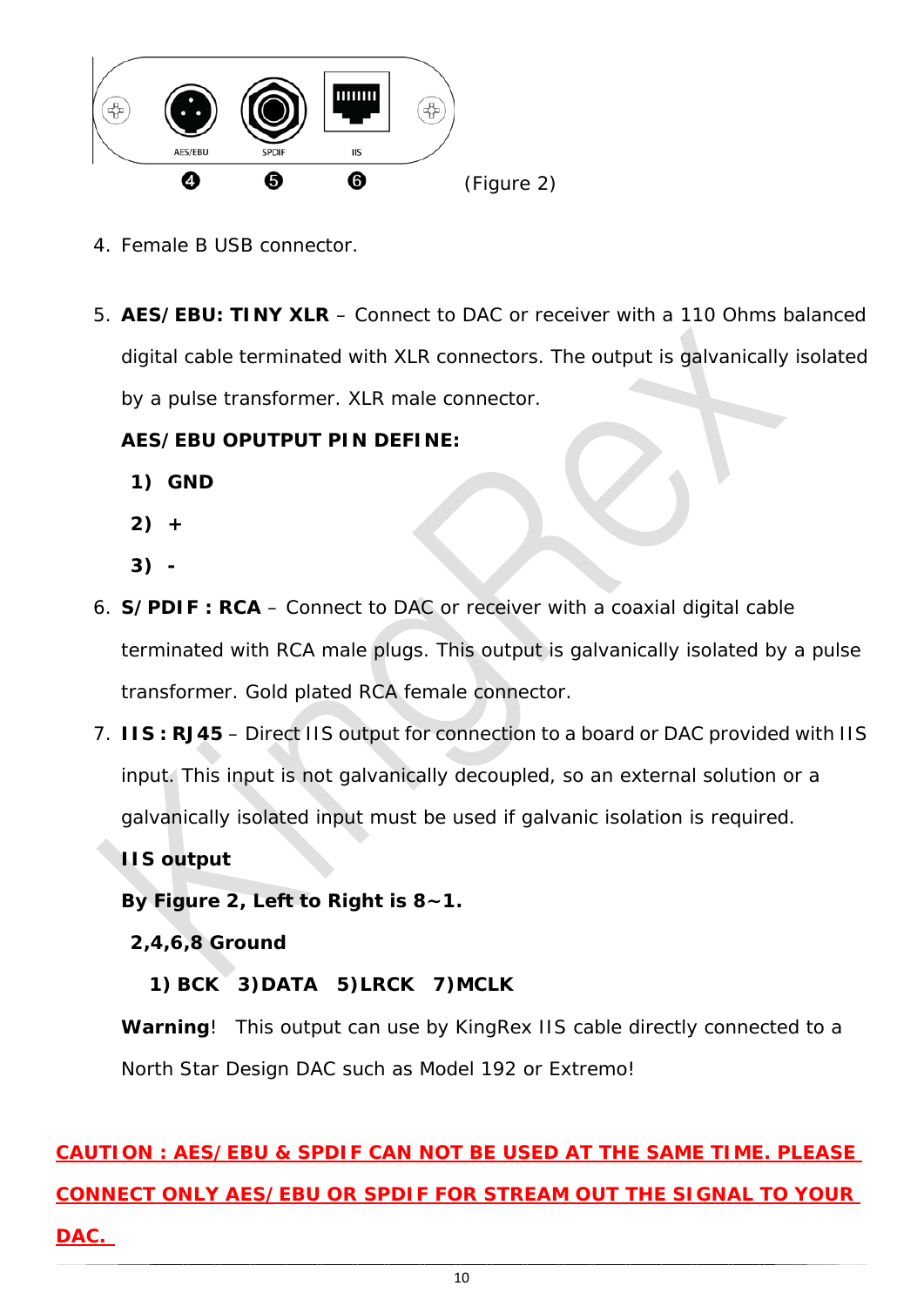AES/EBU SPDIF IIS

❹ ❺ ❻ (Figure 2)

4. Female B USB connector.

5. **AES/EBU: TINY XLR** – Connect to DAC or receiver with a 110 Ohms balanced digital cable terminated with XLR connectors. The output is galvanically isolated by a pulse transformer. XLR male connector.

   **AES/EBU OPUTPUT PIN DEFINE:**

   **1) GND**

   **2) +**

   **3) -**

6. **S/PDIF : RCA** – Connect to DAC or receiver with a coaxial digital cable terminated with RCA male plugs. This output is galvanically isolated by a pulse transformer. Gold plated RCA female connector.

7. **IIS : RJ45** – Direct IIS output for connection to a board or DAC provided with IIS input. This input is not galvanically decoupled, so an external solution or a galvanically isolated input must be used if galvanic isolation is required.

   **IIS output**

   **By Figure 2, Left to Right is 8~1.**

   **2,4,6,8 Ground**

   **1) BCK 3)DATA 5)LRCK 7)MCLK**

   **Warning**! This output can use by KingRex IIS cable directly connected to a North Star Design DAC such as Model 192 or Extremo!

**CAUTION : AES/EBU & SPDIF CAN NOT BE USED AT THE SAME TIME. PLEASE CONNECT ONLY AES/EBU OR SPDIF FOR STREAM OUT THE SIGNAL TO YOUR DAC.**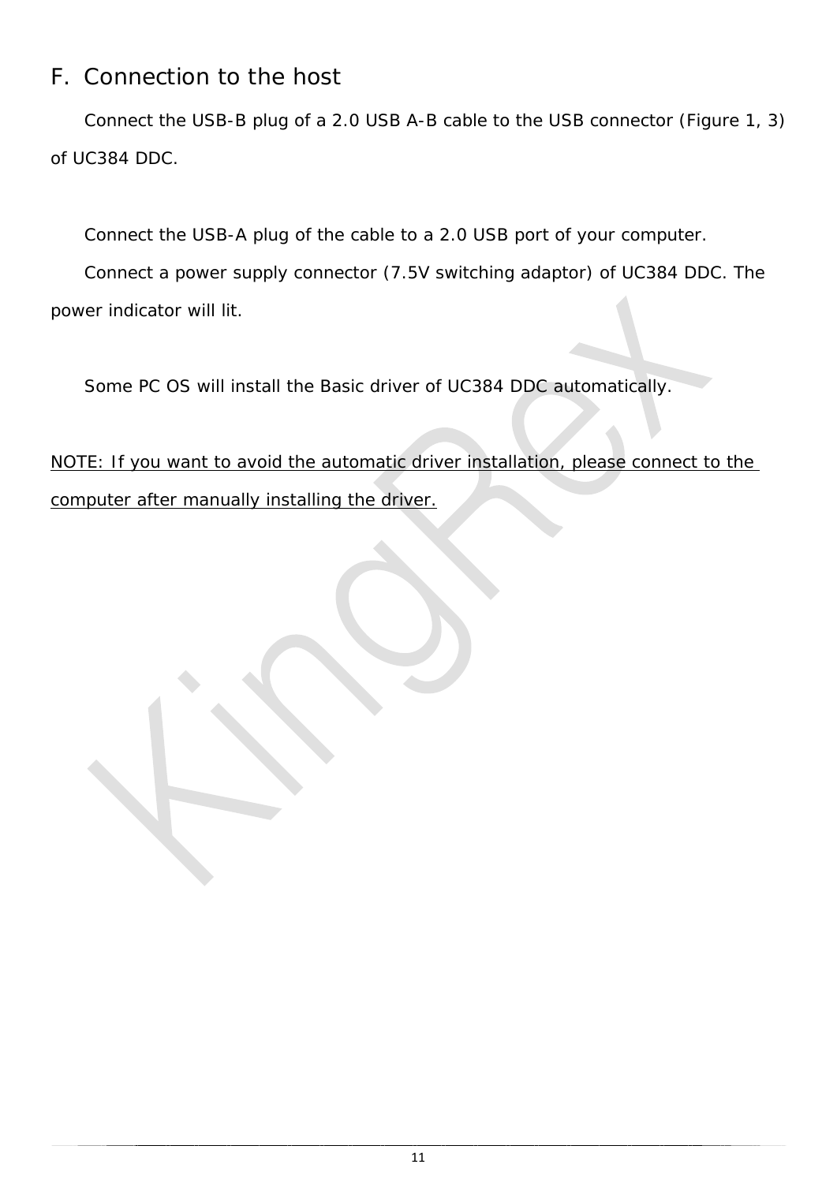## F. Connection to the host

Connect the USB-B plug of a 2.0 USB A-B cable to the USB connector (Figure 1, 3) of UC384 DDC.

Connect the USB-A plug of the cable to a 2.0 USB port of your computer.

Connect a power supply connector (7.5V switching adaptor) of UC384 DDC. The power indicator will lit.

Some PC OS will install the Basic driver of UC384 DDC automatically.

<u>NOTE: If you want to avoid the automatic driver installation, please connect to the computer after manually installing the driver.</u>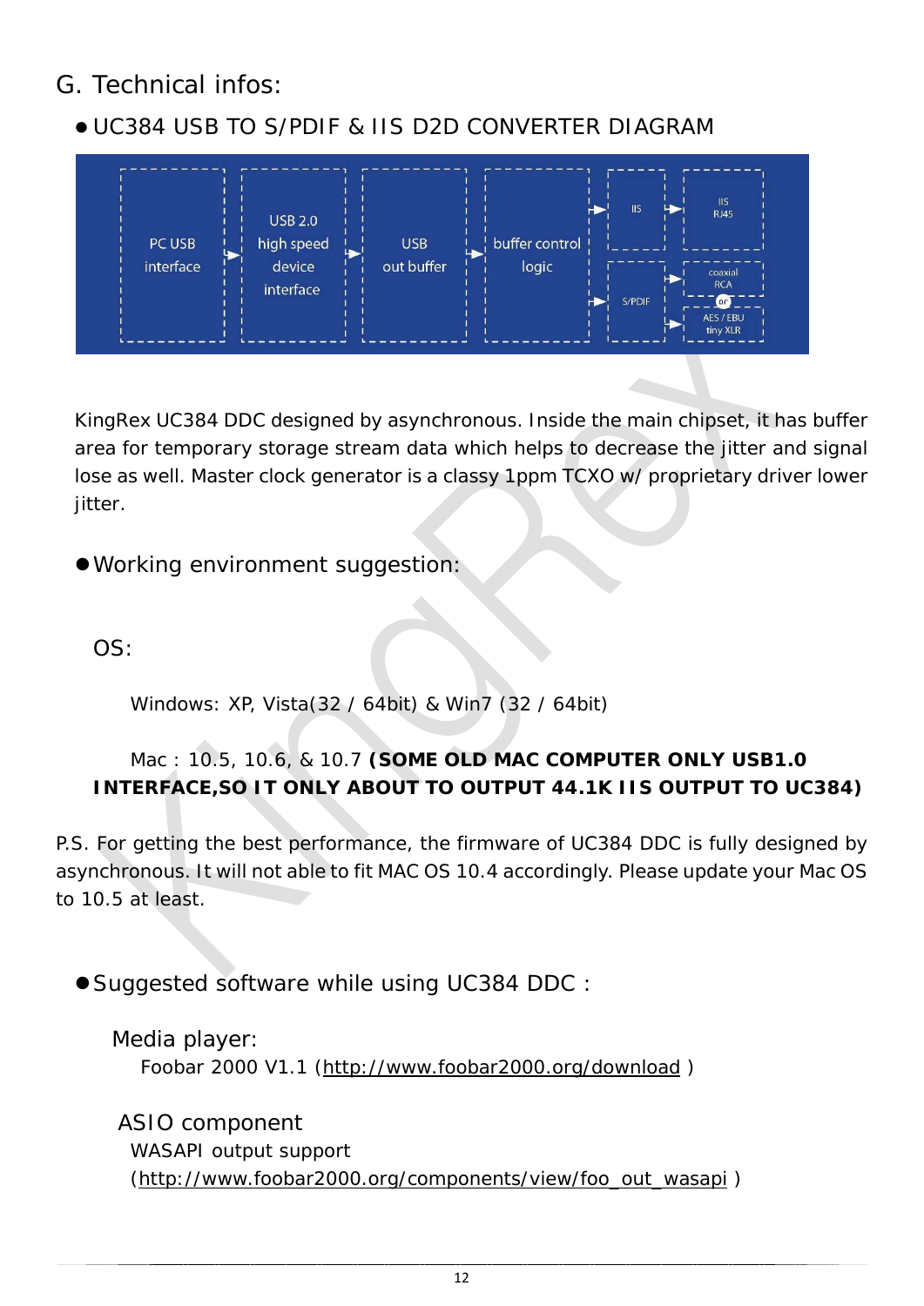## G. Technical infos:

- UC384 USB TO S/PDIF & IIS D2D CONVERTER DIAGRAM

PC USB interface → USB 2.0 high speed device interface → USB out buffer → buffer control logic → IIS → IIS RJ45

buffer control logic → S/PDIF → coaxial RCA or AES / EBU tiny XLR

KingRex UC384 DDC designed by asynchronous. Inside the main chipset, it has buffer area for temporary storage stream data which helps to decrease the jitter and signal lose as well. Master clock generator is a classy 1ppm TCXO w/ proprietary driver lower jitter.

- Working environment suggestion:

OS:

Windows: XP, Vista(32 / 64bit) & Win7 (32 / 64bit)

Mac : 10.5, 10.6, & 10.7 **(SOME OLD MAC COMPUTER ONLY USB1.0 INTERFACE,SO IT ONLY ABOUT TO OUTPUT 44.1K IIS OUTPUT TO UC384)**

P.S. For getting the best performance, the firmware of UC384 DDC is fully designed by asynchronous. It will not able to fit MAC OS 10.4 accordingly. Please update your Mac OS to 10.5 at least.

- Suggested software while using UC384 DDC :

Media player:

Foobar 2000 V1.1 (http://www.foobar2000.org/download )

ASIO component

WASAPI output support

(http://www.foobar2000.org/components/view/foo_out_wasapi )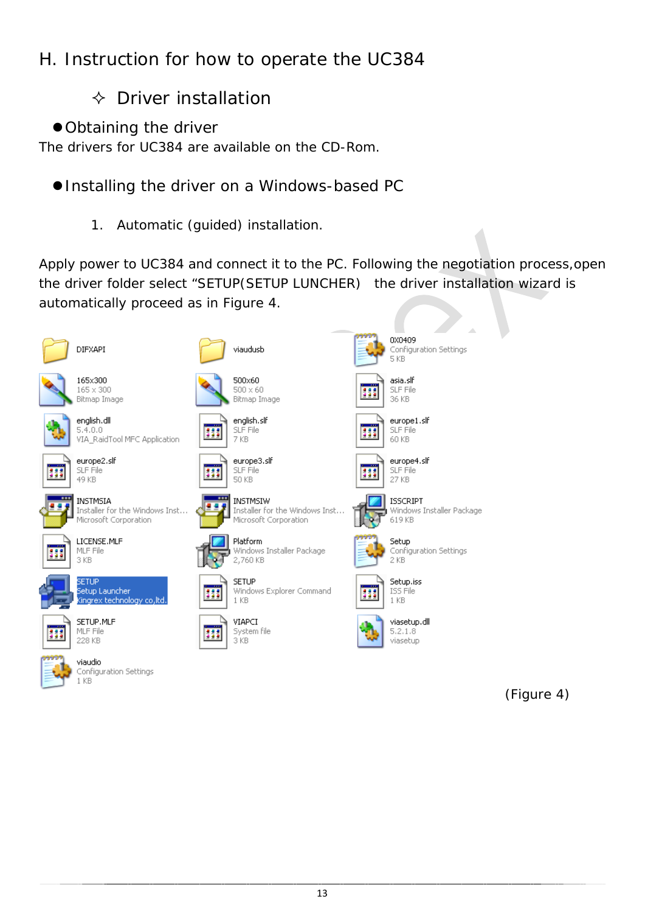# H. Instruction for how to operate the UC384

## ✧ Driver installation

- **Obtaining the driver**

The drivers for UC384 are available on the CD-Rom.

- **Installing the driver on a Windows-based PC**

1. Automatic (guided) installation.

Apply power to UC384 and connect it to the PC. Following the negotiation process,open the driver folder select "SETUP(SETUP LUNCHER) the driver installation wizard is automatically proceed as in Figure 4.

(Figure 4)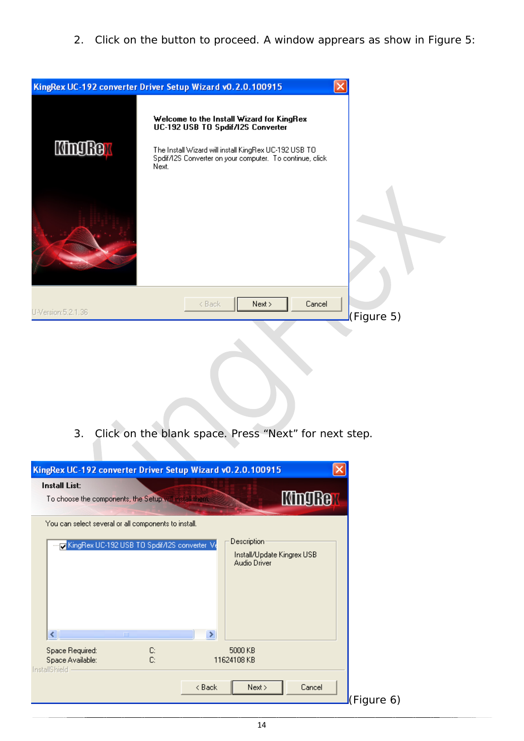2. Click on the button to proceed. A window apprears as show in Figure 5:

KingRex UC-192 converter Driver Setup Wizard v0.2.0.100915

**Welcome to the Install Wizard for KingRex UC-192 USB TO Spdif/I2S Converter**

The Install Wizard will install KingRex UC-192 USB TO Spdif/I2S Converter on your computer. To continue, click Next.

U-Version:5.2.1.36

< Back | Next > | Cancel

(Figure 5)

3. Click on the blank space. Press “Next” for next step.

KingRex UC-192 converter Driver Setup Wizard v0.2.0.100915

**Install List:**

To choose the components, the Setup will install them.

You can select several or all components to install.

KingRex UC-192 USB TO Spdif/I2S converter V

Description

Install/Update Kingrex USB Audio Driver

Space Required: C: 5000 KB

Space Available: C: 11624108 KB

InstallShield

< Back | Next > | Cancel

(Figure 6)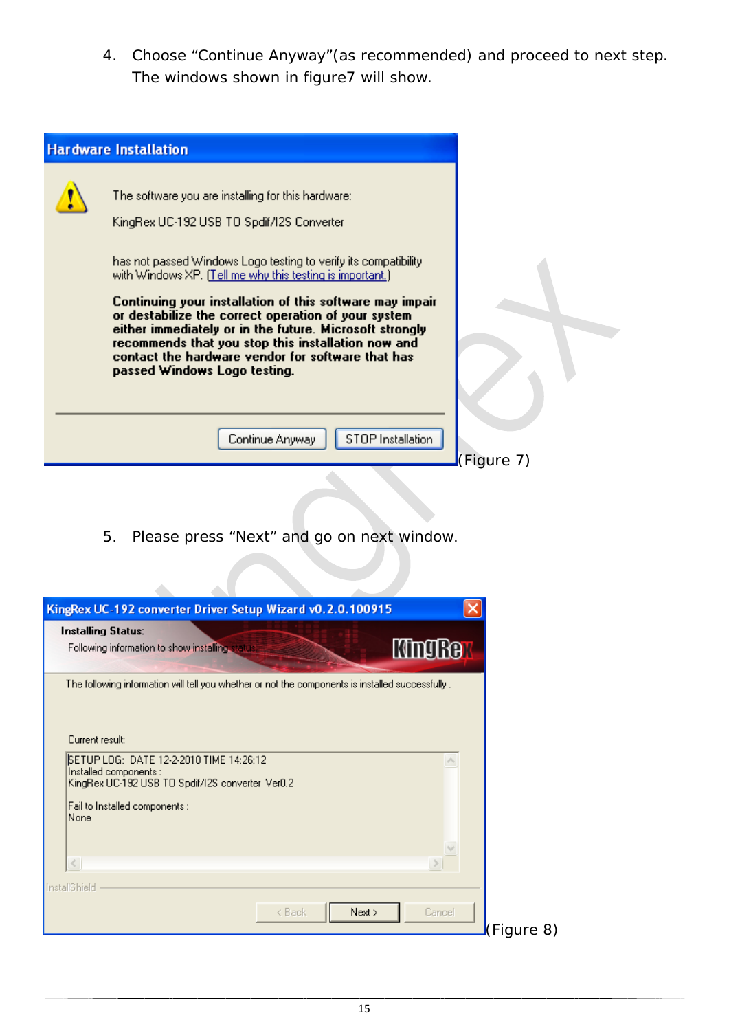4. Choose "Continue Anyway"(as recommended) and proceed to next step. The windows shown in figure7 will show.

**Hardware Installation**

The software you are installing for this hardware:

KingRex UC-192 USB TO Spdif/I2S Converter

has not passed Windows Logo testing to verify its compatibility with Windows XP. (Tell me why this testing is important.)

**Continuing your installation of this software may impair or destabilize the correct operation of your system either immediately or in the future. Microsoft strongly recommends that you stop this installation now and contact the hardware vendor for software that has passed Windows Logo testing.**

Continue Anyway | STOP Installation

(Figure 7)

5. Please press "Next" and go on next window.

**KingRex UC-192 converter Driver Setup Wizard v0.2.0.100915**

**Installing Status:**

Following information to show installing status

The following information will tell you whether or not the components is installed successfully .

Current result:

SETUP LOG: DATE 12-2-2010 TIME 14:26:12
Installed components :
KingRex UC-192 USB TO Spdif/I2S converter Ver0.2

Fail to Installed components :
None

InstallShield

< Back | Next > | Cancel

(Figure 8)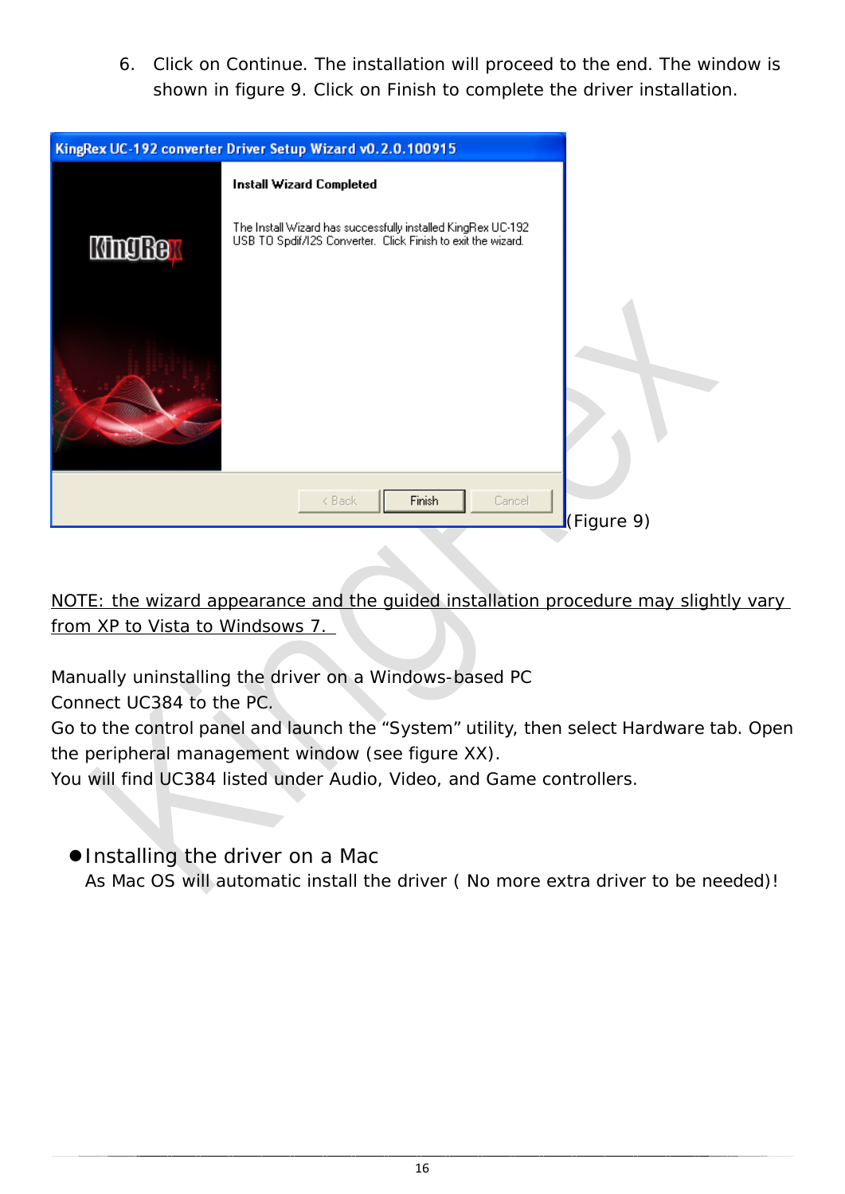6. Click on Continue. The installation will proceed to the end. The window is shown in figure 9. Click on Finish to complete the driver installation.

(Figure 9)

NOTE: the wizard appearance and the guided installation procedure may slightly vary from XP to Vista to Windsows 7.

Manually uninstalling the driver on a Windows-based PC
Connect UC384 to the PC.
Go to the control panel and launch the "System" utility, then select Hardware tab. Open the peripheral management window (see figure XX).
You will find UC384 listed under Audio, Video, and Game controllers.

- Installing the driver on a Mac

  As Mac OS will automatic install the driver ( No more extra driver to be needed)!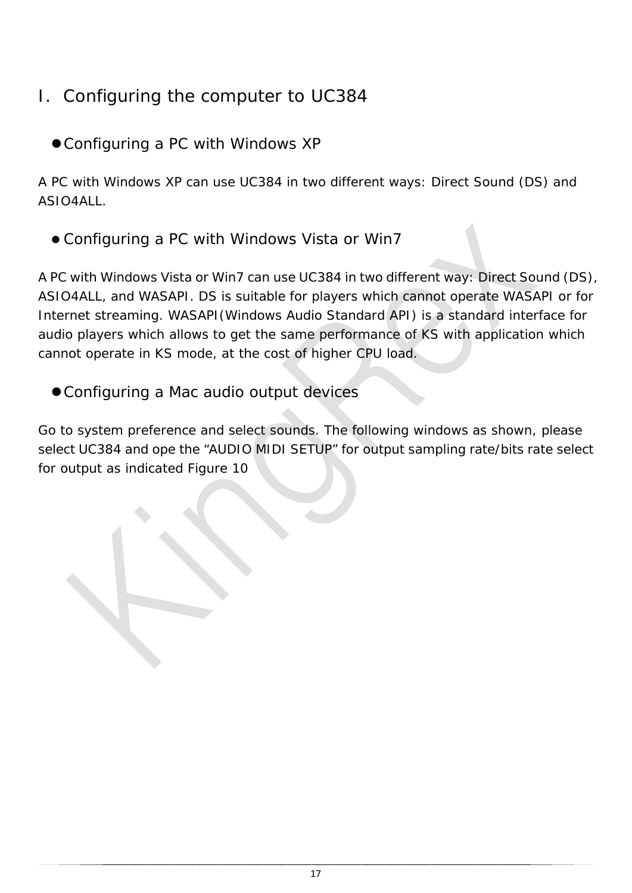# I. Configuring the computer to UC384

## ● Configuring a PC with Windows XP

A PC with Windows XP can use UC384 in two different ways: Direct Sound (DS) and ASIO4ALL.

## ● Configuring a PC with Windows Vista or Win7

A PC with Windows Vista or Win7 can use UC384 in two different way: Direct Sound (DS), ASIO4ALL, and WASAPI. DS is suitable for players which cannot operate WASAPI or for Internet streaming. WASAPI(Windows Audio Standard API) is a standard interface for audio players which allows to get the same performance of KS with application which cannot operate in KS mode, at the cost of higher CPU load.

## ● Configuring a Mac audio output devices

Go to system preference and select sounds. The following windows as shown, please select UC384 and ope the "AUDIO MIDI SETUP" for output sampling rate/bits rate select for output as indicated Figure 10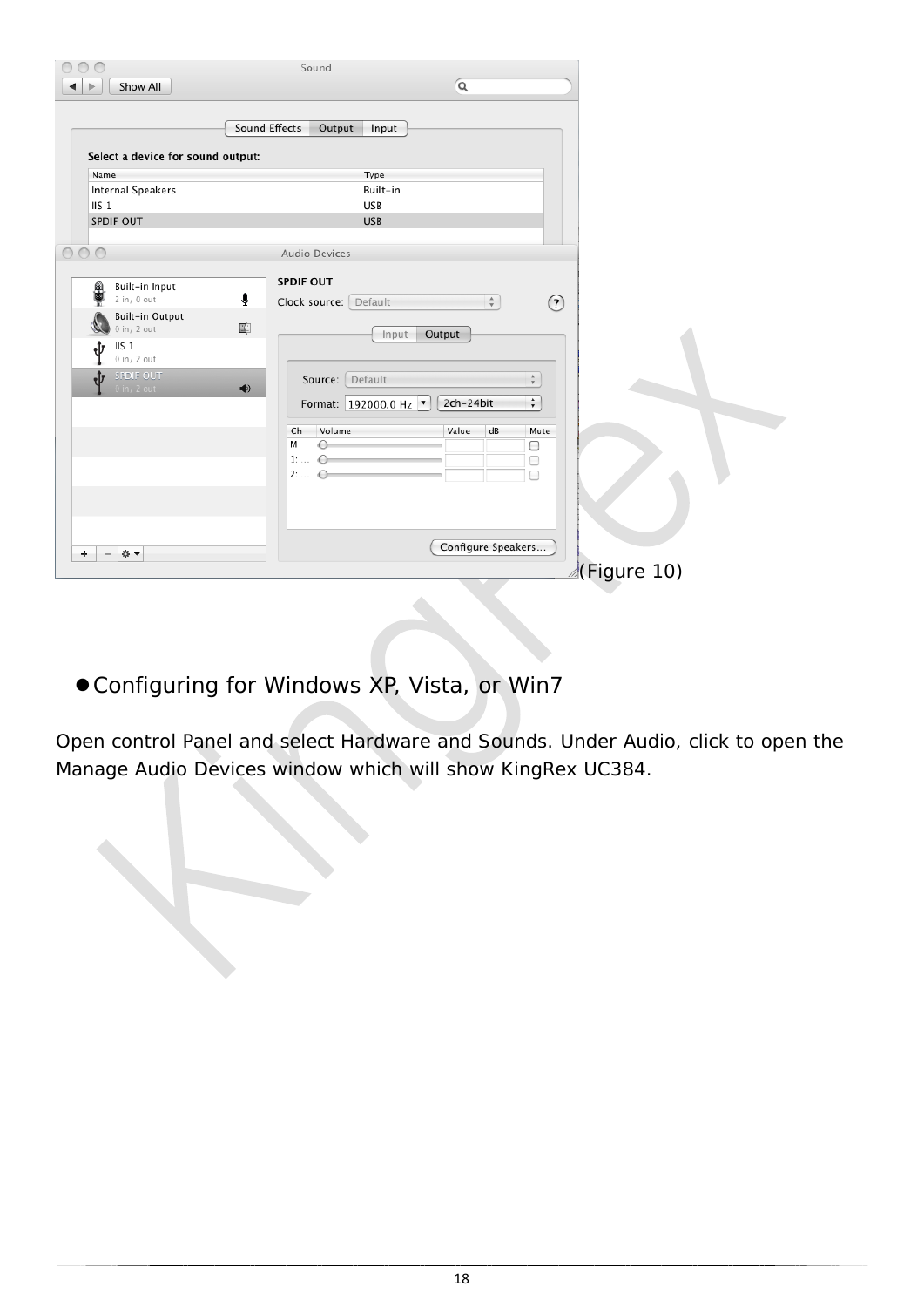(Figure 10)

- Configuring for Windows XP, Vista, or Win7

Open control Panel and select Hardware and Sounds. Under Audio, click to open the Manage Audio Devices window which will show KingRex UC384.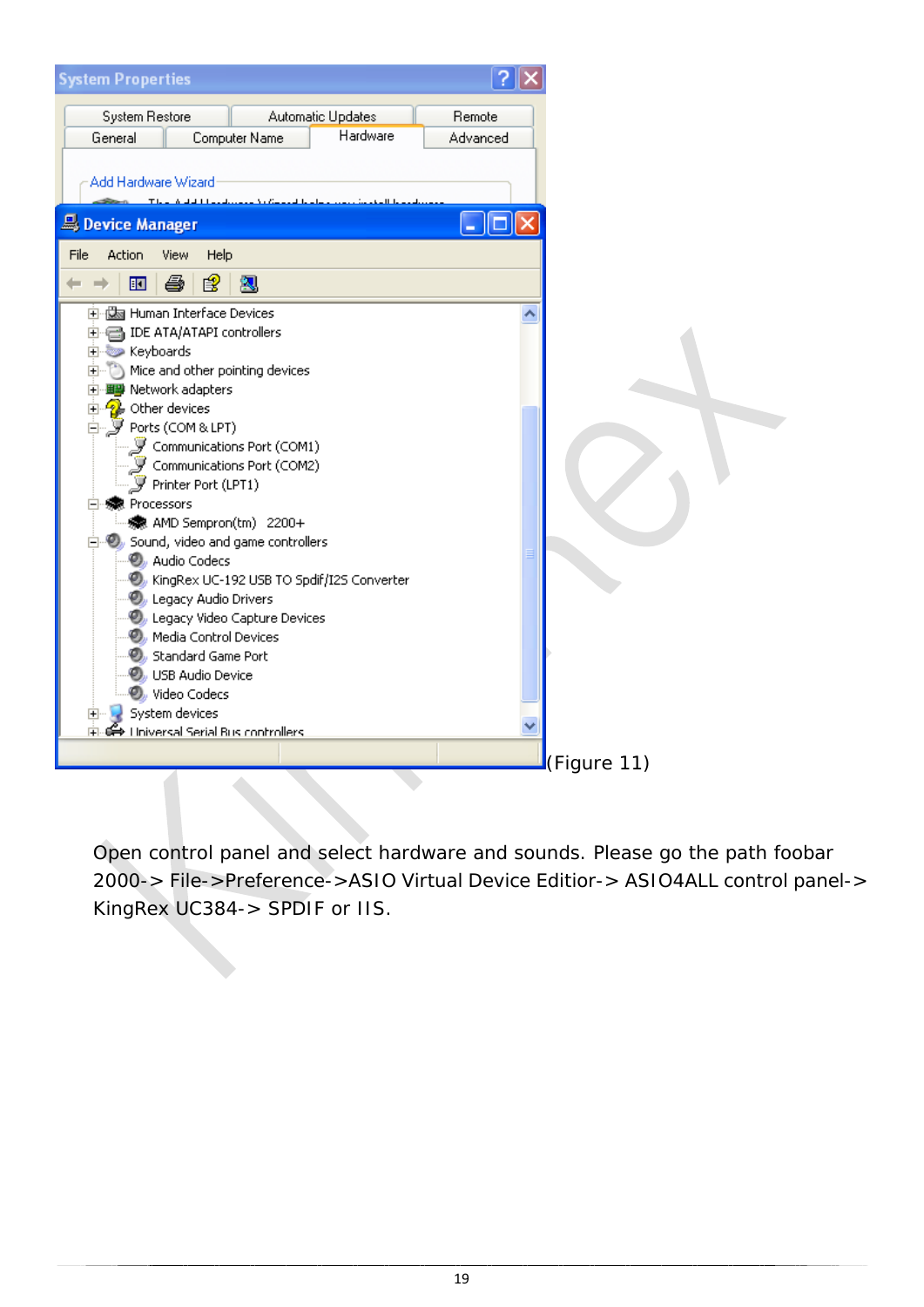(Figure 11)

Open control panel and select hardware and sounds. Please go the path foobar 2000-> File->Preference->ASIO Virtual Device Editior-> ASIO4ALL control panel-> KingRex UC384-> SPDIF or IIS.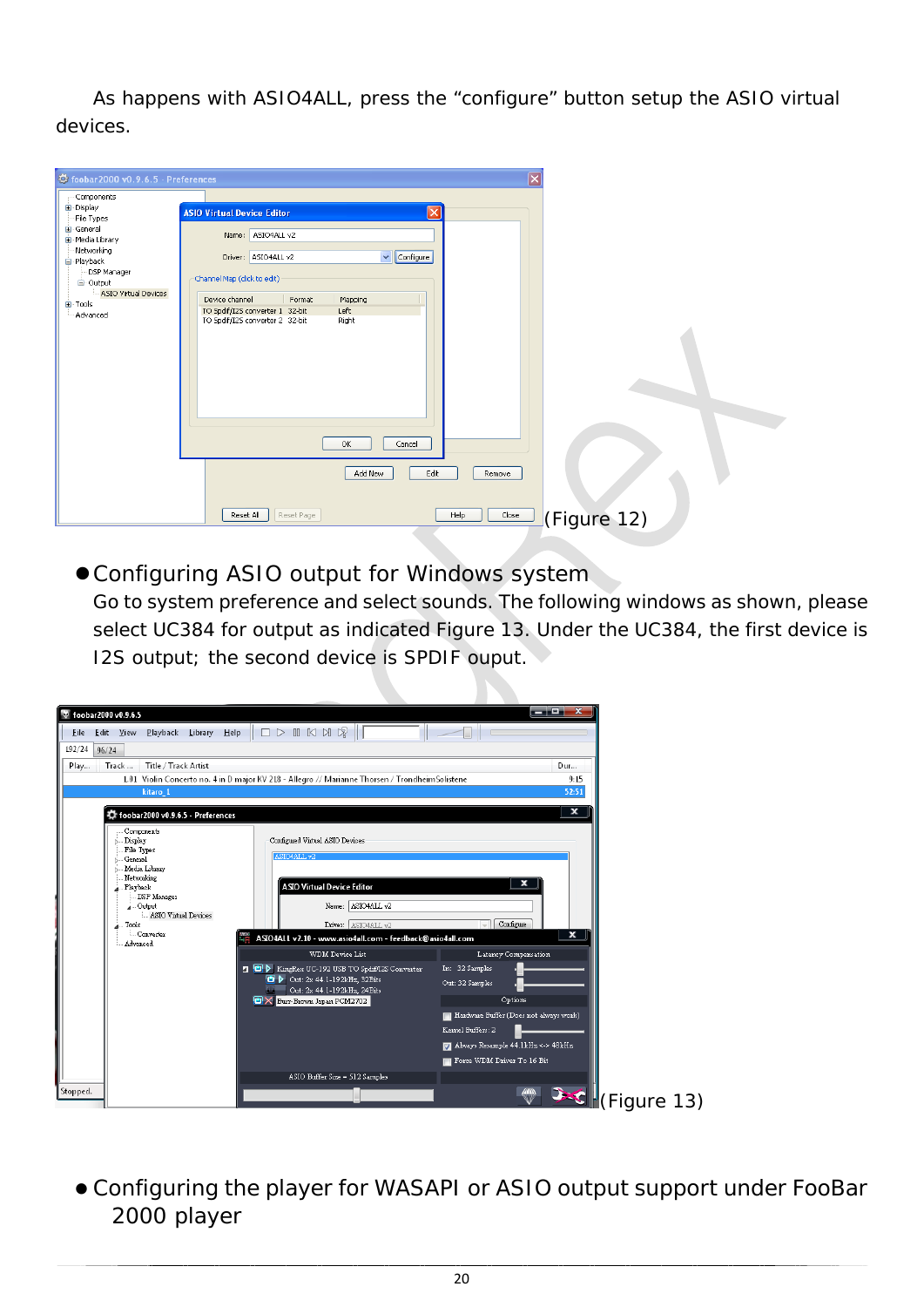As happens with ASIO4ALL, press the "configure" button setup the ASIO virtual devices.

(Figure 12)

- Configuring ASIO output for Windows system

  Go to system preference and select sounds. The following windows as shown, please select UC384 for output as indicated Figure 13. Under the UC384, the first device is I2S output; the second device is SPDIF ouput.

(Figure 13)

- Configuring the player for WASAPI or ASIO output support under FooBar 2000 player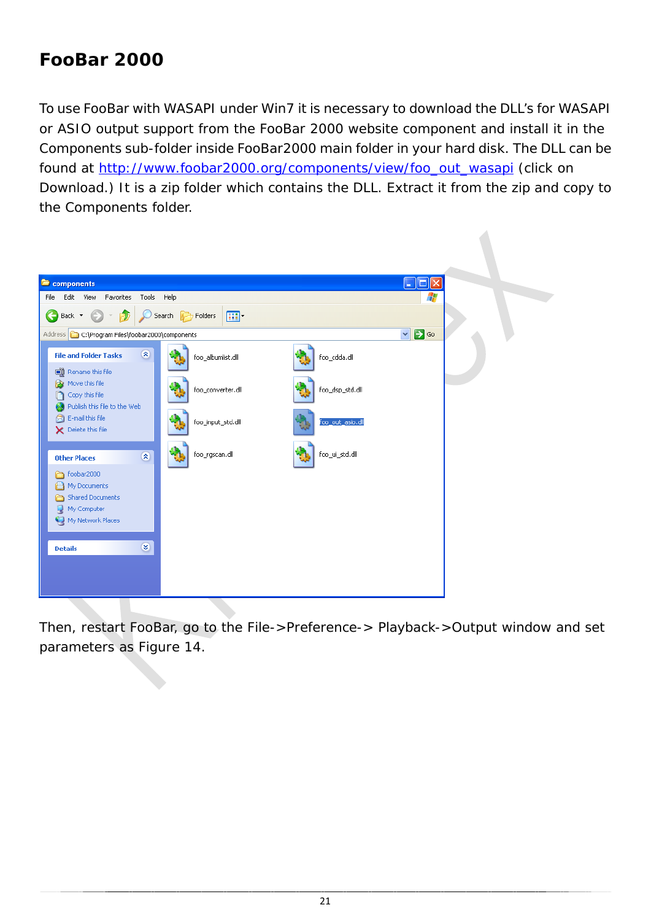# FooBar 2000

To use FooBar with WASAPI under Win7 it is necessary to download the DLL's for WASAPI or ASIO output support from the FooBar 2000 website component and install it in the Components sub-folder inside FooBar2000 main folder in your hard disk. The DLL can be found at http://www.foobar2000.org/components/view/foo_out_wasapi (click on Download.) It is a zip folder which contains the DLL. Extract it from the zip and copy to the Components folder.

Then, restart FooBar, go to the File->Preference-> Playback->Output window and set parameters as Figure 14.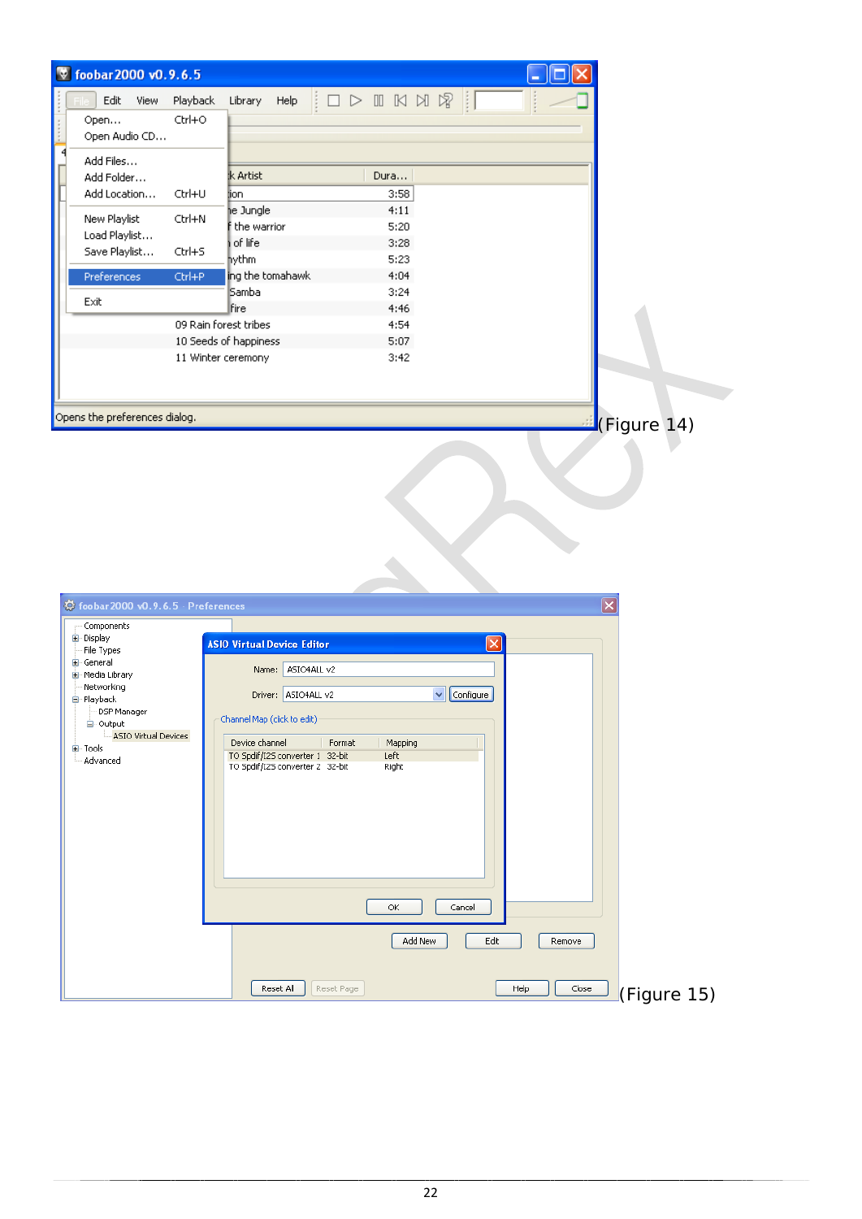(Figure 14)

(Figure 15)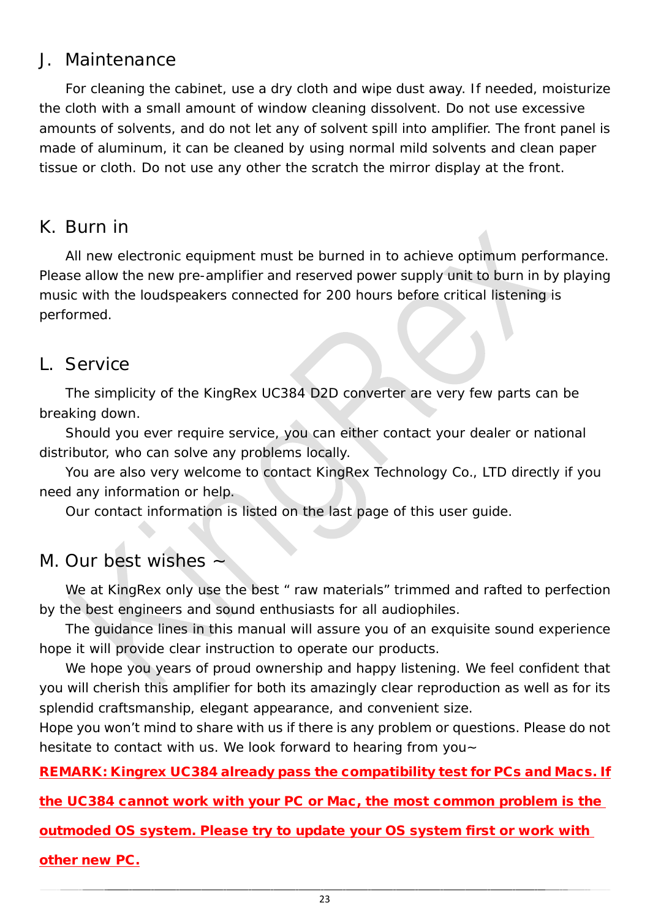## J. Maintenance

For cleaning the cabinet, use a dry cloth and wipe dust away. If needed, moisturize the cloth with a small amount of window cleaning dissolvent. Do not use excessive amounts of solvents, and do not let any of solvent spill into amplifier. The front panel is made of aluminum, it can be cleaned by using normal mild solvents and clean paper tissue or cloth. Do not use any other the scratch the mirror display at the front.

## K. Burn in

All new electronic equipment must be burned in to achieve optimum performance. Please allow the new pre-amplifier and reserved power supply unit to burn in by playing music with the loudspeakers connected for 200 hours before critical listening is performed.

## L. Service

The simplicity of the KingRex UC384 D2D converter are very few parts can be breaking down.

Should you ever require service, you can either contact your dealer or national distributor, who can solve any problems locally.

You are also very welcome to contact KingRex Technology Co., LTD directly if you need any information or help.

Our contact information is listed on the last page of this user guide.

## M. Our best wishes ~

We at KingRex only use the best " raw materials" trimmed and rafted to perfection by the best engineers and sound enthusiasts for all audiophiles.

The guidance lines in this manual will assure you of an exquisite sound experience hope it will provide clear instruction to operate our products.

We hope you years of proud ownership and happy listening. We feel confident that you will cherish this amplifier for both its amazingly clear reproduction as well as for its splendid craftsmanship, elegant appearance, and convenient size.

Hope you won't mind to share with us if there is any problem or questions. Please do not hesitate to contact with us. We look forward to hearing from you~

**REMARK: Kingrex UC384 already pass the compatibility test for PCs and Macs. If the UC384 cannot work with your PC or Mac, the most common problem is the outmoded OS system. Please try to update your OS system first or work with other new PC.**